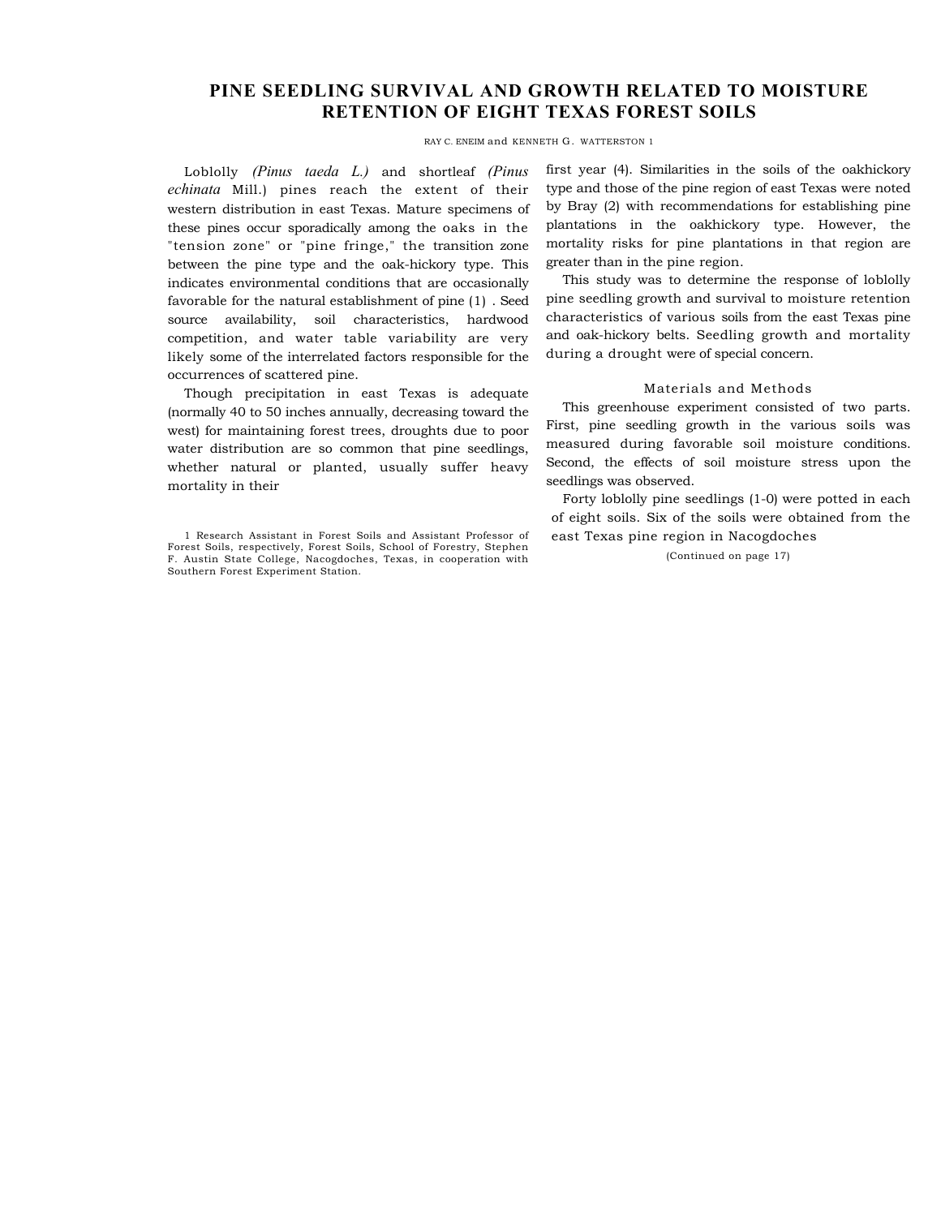# PINE SEEDLING SURVIVAL AND GROWTH RELATED TO MOISTURE RETENTION OF EIGHT TEXAS FOREST SOILS

RAY C. ENEIM and KENNETH G. WATTERSTON [1]

Loblolly *(Pinus taeda L.)* and shortleaf *(Pinus echinata* Mill.) pines reach the extent of their western distribution in east Texas. Mature specimens of these pines occur sporadically among the oaks in the "tension zone" or "pine fringe," the transition zone between the pine type and the oak-hickory type. This indicates environmental conditions that are occasionally favorable for the natural establishment of pine (1) . Seed source availability, soil characteristics, hardwood competition, and water table variability are very likely some of the interrelated factors responsible for the occurrences of scattered pine.

Though precipitation in east Texas is adequate (normally 40 to 50 inches annually, decreasing toward the west) for maintaining forest trees, droughts due to poor water distribution are so common that pine seedlings, whether natural or planted, usually suffer heavy mortality in their first year (4). Similarities in the soils of the oakhickory type and those of the pine region of east Texas were noted by Bray (2) with recommendations for establishing pine plantations in the oakhickory type. However, the mortality risks for pine plantations in that region are greater than in the pine region.

This study was to determine the response of loblolly pine seedling growth and survival to moisture retention characteristics of various soils from the east Texas pine and oak-hickory belts. Seedling growth and mortality during a drought were of special concern.

## Materials and Methods

This greenhouse experiment consisted of two parts. First, pine seedling growth in the various soils was measured during favorable soil moisture conditions. Second, the effects of soil moisture stress upon the seedlings was observed.

Forty loblolly pine seedlings (1-0) were potted in each of eight soils. Six of the soils were obtained from the east Texas pine region in Nacogdoches

(Continued on page 17)

[1] Research Assistant in Forest Soils and Assistant Professor of Forest Soils, respectively, Forest Soils, School of Forestry, Stephen F. Austin State College, Nacogdoches, Texas, in cooperation with Southern Forest Experiment Station.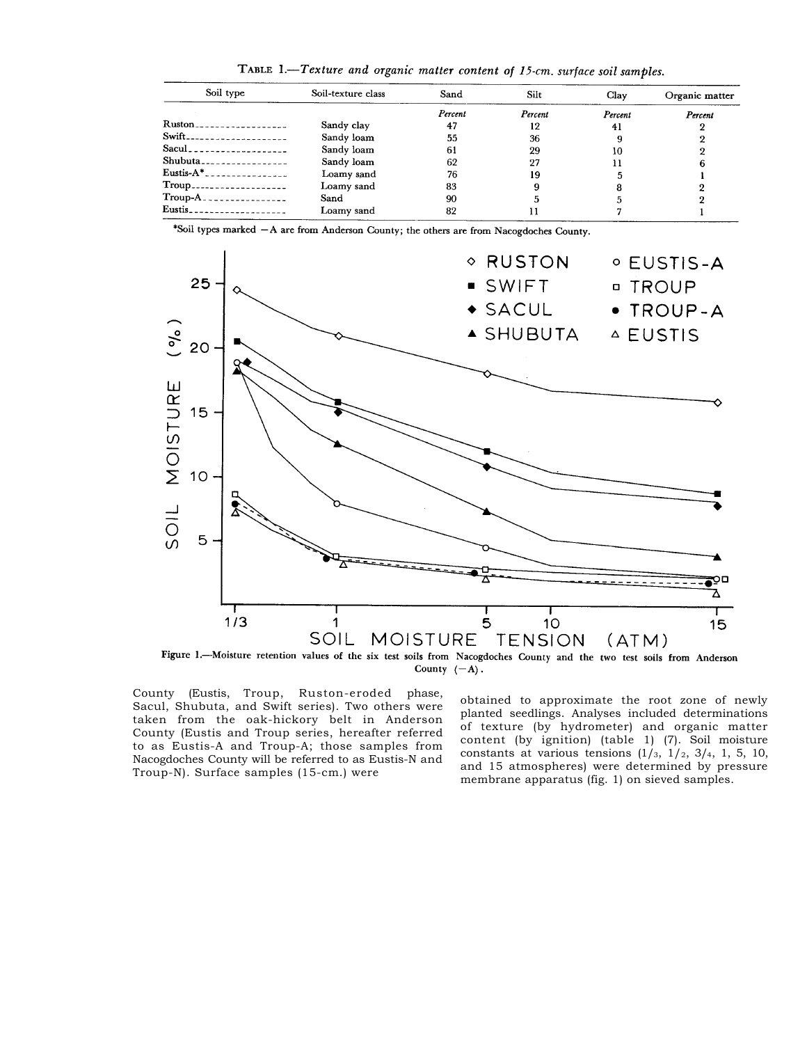TABLE 1.—*Texture and organic matter content of 15-cm. surface soil samples.*

| Soil type | Soil-texture class | Sand | Silt | Clay | Organic matter |
|---|---|---|---|---|---|
| | | *Percent* | *Percent* | *Percent* | *Percent* |
| Ruston | Sandy clay | 47 | 12 | 41 | 2 |
| Swift | Sandy loam | 55 | 36 | 9 | 2 |
| Sacul | Sandy loam | 61 | 29 | 10 | 2 |
| Shubuta | Sandy loam | 62 | 27 | 11 | 6 |
| Eustis-A* | Loamy sand | 76 | 19 | 5 | 1 |
| Troup | Loamy sand | 83 | 9 | 8 | 2 |
| Troup-A | Sand | 90 | 5 | 5 | 2 |
| Eustis | Loamy sand | 82 | 11 | 7 | 1 |

*Soil types marked —A are from Anderson County; the others are from Nacogdoches County.

Figure 1.—Moisture retention values of the six test soils from Nacogdoches County and the two test soils from Anderson County (—A).

County (Eustis, Troup, Ruston-eroded phase, Sacul, Shubuta, and Swift series). Two others were taken from the oak-hickory belt in Anderson County (Eustis and Troup series, hereafter referred to as Eustis-A and Troup-A; those samples from Nacogdoches County will be referred to as Eustis-N and Troup-N). Surface samples (15-cm.) were obtained to approximate the root zone of newly planted seedlings. Analyses included determinations of texture (by hydrometer) and organic matter content (by ignition) (table 1) (7). Soil moisture constants at various tensions (1/3, 1/2, 3/4, 1, 5, 10, and 15 atmospheres) were determined by pressure membrane apparatus (fig. 1) on sieved samples.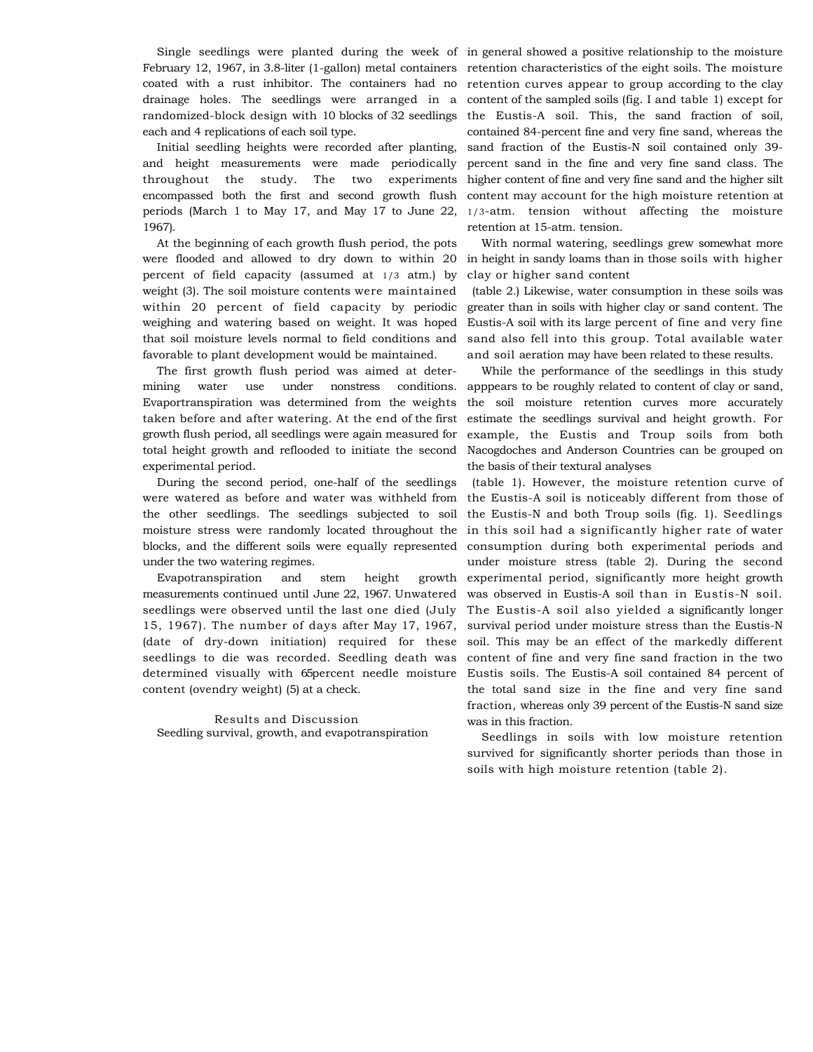Single seedlings were planted during the week of February 12, 1967, in 3.8-liter (1-gallon) metal containers coated with a rust inhibitor. The containers had no drainage holes. The seedlings were arranged in a randomized-block design with 10 blocks of 32 seedlings each and 4 replications of each soil type.

Initial seedling heights were recorded after planting, and height measurements were made periodically throughout the study. The two experiments encompassed both the first and second growth flush periods (March 1 to May 17, and May 17 to June 22, 1967).

At the beginning of each growth flush period, the pots were flooded and allowed to dry down to within 20 percent of field capacity (assumed at 1/3 atm.) by weight (3). The soil moisture contents were maintained within 20 percent of field capacity by periodic weighing and watering based on weight. It was hoped that soil moisture levels normal to field conditions and favorable to plant development would be maintained.

The first growth flush period was aimed at determining water use under nonstress conditions. Evaportranspiration was determined from the weights taken before and after watering. At the end of the first growth flush period, all seedlings were again measured for total height growth and reflooded to initiate the second experimental period.

During the second period, one-half of the seedlings were watered as before and water was withheld from the other seedlings. The seedlings subjected to soil moisture stress were randomly located throughout the blocks, and the different soils were equally represented under the two watering regimes.

Evapotranspiration and stem height growth measurements continued until June 22, 1967. Unwatered seedlings were observed until the last one died (July 15, 1967). The number of days after May 17, 1967, (date of dry-down initiation) required for these seedlings to die was recorded. Seedling death was determined visually with 65percent needle moisture content (ovendry weight) (5) at a check.

## Results and Discussion

### Seedling survival, growth, and evapotranspiration

in general showed a positive relationship to the moisture retention characteristics of the eight soils. The moisture retention curves appear to group according to the clay content of the sampled soils (fig. I and table 1) except for the Eustis-A soil. This, the sand fraction of soil, contained 84-percent fine and very fine sand, whereas the sand fraction of the Eustis-N soil contained only 39-percent sand in the fine and very fine sand class. The higher content of fine and very fine sand and the higher silt content may account for the high moisture retention at 1/3-atm. tension without affecting the moisture retention at 15-atm. tension.

With normal watering, seedlings grew somewhat more in height in sandy loams than in those soils with higher clay or higher sand content (table 2.) Likewise, water consumption in these soils was greater than in soils with higher clay or sand content. The Eustis-A soil with its large percent of fine and very fine sand also fell into this group. Total available water and soil aeration may have been related to these results.

While the performance of the seedlings in this study apppears to be roughly related to content of clay or sand, the soil moisture retention curves more accurately estimate the seedlings survival and height growth. For example, the Eustis and Troup soils from both Nacogdoches and Anderson Countries can be grouped on the basis of their textural analyses (table 1). However, the moisture retention curve of the Eustis-A soil is noticeably different from those of the Eustis-N and both Troup soils (fig. 1). Seedlings in this soil had a significantly higher rate of water consumption during both experimental periods and under moisture stress (table 2). During the second experimental period, significantly more height growth was observed in Eustis-A soil than in Eustis-N soil. The Eustis-A soil also yielded a significantly longer survival period under moisture stress than the Eustis-N soil. This may be an effect of the markedly different content of fine and very fine sand fraction in the two Eustis soils. The Eustis-A soil contained 84 percent of the total sand size in the fine and very fine sand fraction, whereas only 39 percent of the Eustis-N sand size was in this fraction.

Seedlings in soils with low moisture retention survived for significantly shorter periods than those in soils with high moisture retention (table 2).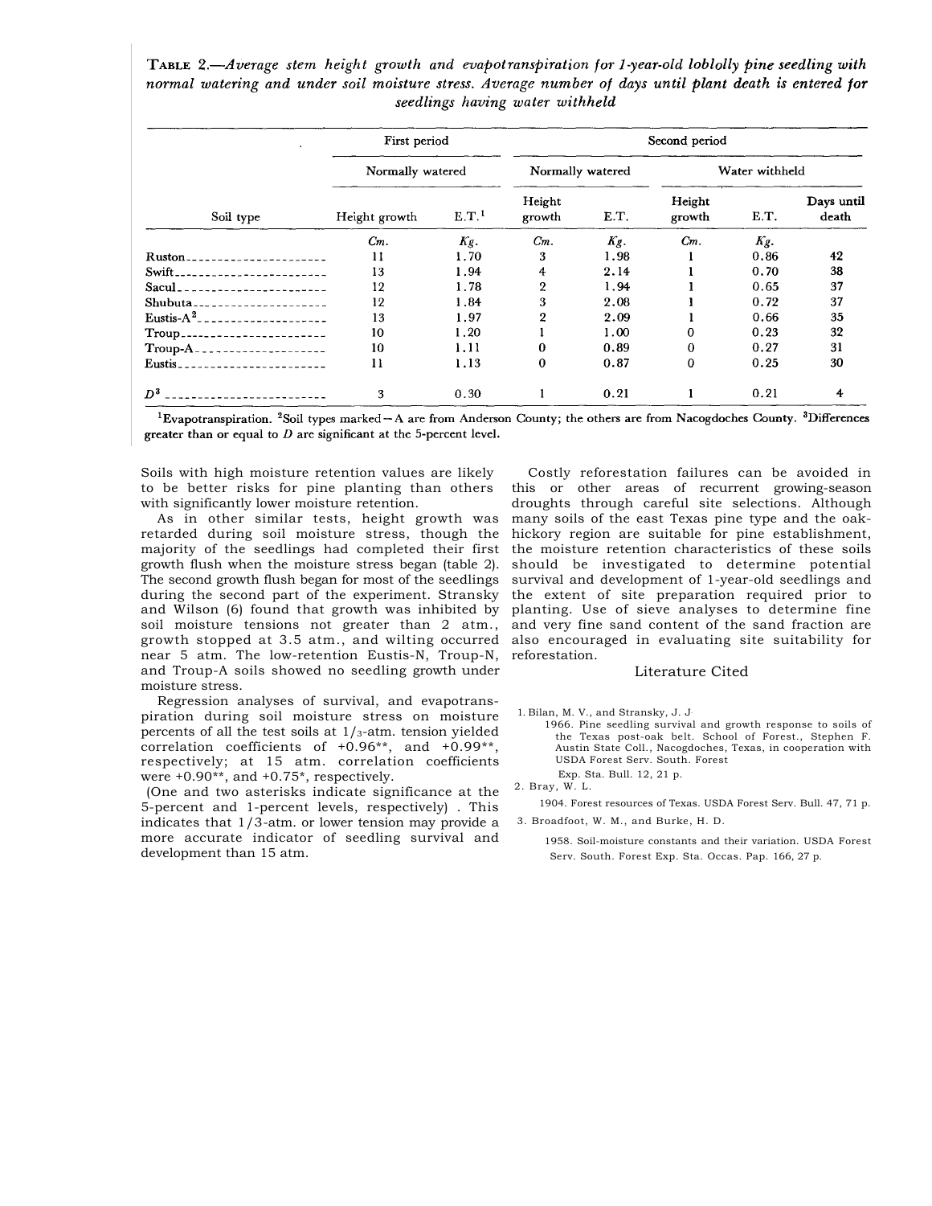**Table 2.**—*Average stem height growth and evapotranspiration for 1-year-old loblolly pine seedling with normal watering and under soil moisture stress. Average number of days until plant death is entered for seedlings having water withheld*

| Soil type | First period | | Second period | | | | |
|---|---|---|---|---|---|---|---|
| | Normally watered | | Normally watered | | Water withheld | | |
| | Height growth | E.T.[1] | Height growth | E.T. | Height growth | E.T. | Days until death |
| | *Cm.* | *Kg.* | *Cm.* | *Kg.* | *Cm.* | *Kg.* | |
| Ruston | 11 | 1.70 | 3 | 1.98 | 1 | 0.86 | 42 |
| Swift | 13 | 1.94 | 4 | 2.14 | 1 | 0.70 | 38 |
| Sacul | 12 | 1.78 | 2 | 1.94 | 1 | 0.65 | 37 |
| Shubuta | 12 | 1.84 | 3 | 2.08 | 1 | 0.72 | 37 |
| Eustis-A[2] | 13 | 1.97 | 2 | 2.09 | 1 | 0.66 | 35 |
| Troup | 10 | 1.20 | 1 | 1.00 | 0 | 0.23 | 32 |
| Troup-A | 10 | 1.11 | 0 | 0.89 | 0 | 0.27 | 31 |
| Eustis | 11 | 1.13 | 0 | 0.87 | 0 | 0.25 | 30 |
| *D*[3] | 3 | 0.30 | 1 | 0.21 | 1 | 0.21 | 4 |

[1]Evapotranspiration. [2]Soil types marked – A are from Anderson County; the others are from Nacogdoches County. [3]Differences greater than or equal to *D* are significant at the 5-percent level.

Soils with high moisture retention values are likely to be better risks for pine planting than others with significantly lower moisture retention.

As in other similar tests, height growth was retarded during soil moisture stress, though the majority of the seedlings had completed their first growth flush when the moisture stress began (table 2). The second growth flush began for most of the seedlings during the second part of the experiment. Stransky and Wilson (6) found that growth was inhibited by soil moisture tensions not greater than 2 atm., growth stopped at 3.5 atm., and wilting occurred near 5 atm. The low-retention Eustis-N, Troup-N, and Troup-A soils showed no seedling growth under moisture stress.

Regression analyses of survival, and evapotranspiration during soil moisture stress on moisture percents of all the test soils at 1/3-atm. tension yielded correlation coefficients of +0.96**, and +0.99**, respectively; at 15 atm. correlation coefficients were +0.90**, and +0.75*, respectively.

(One and two asterisks indicate significance at the 5-percent and 1-percent levels, respectively) . This indicates that 1/3-atm. or lower tension may provide a more accurate indicator of seedling survival and development than 15 atm.

Costly reforestation failures can be avoided in this or other areas of recurrent growing-season droughts through careful site selections. Although many soils of the east Texas pine type and the oak-hickory region are suitable for pine establishment, the moisture retention characteristics of these soils should be investigated to determine potential survival and development of 1-year-old seedlings and the extent of site preparation required prior to planting. Use of sieve analyses to determine fine and very fine sand content of the sand fraction are also encouraged in evaluating site suitability for reforestation.

## Literature Cited

1. Bilan, M. V., and Stransky, J. J.
   1966. Pine seedling survival and growth response to soils of the Texas post-oak belt. School of Forest., Stephen F. Austin State Coll., Nacogdoches, Texas, in cooperation with USDA Forest Serv. South. Forest Exp. Sta. Bull. 12, 21 p.
2. Bray, W. L.
   1904. Forest resources of Texas. USDA Forest Serv. Bull. 47, 71 p.
3. Broadfoot, W. M., and Burke, H. D.
   1958. Soil-moisture constants and their variation. USDA Forest Serv. South. Forest Exp. Sta. Occas. Pap. 166, 27 p.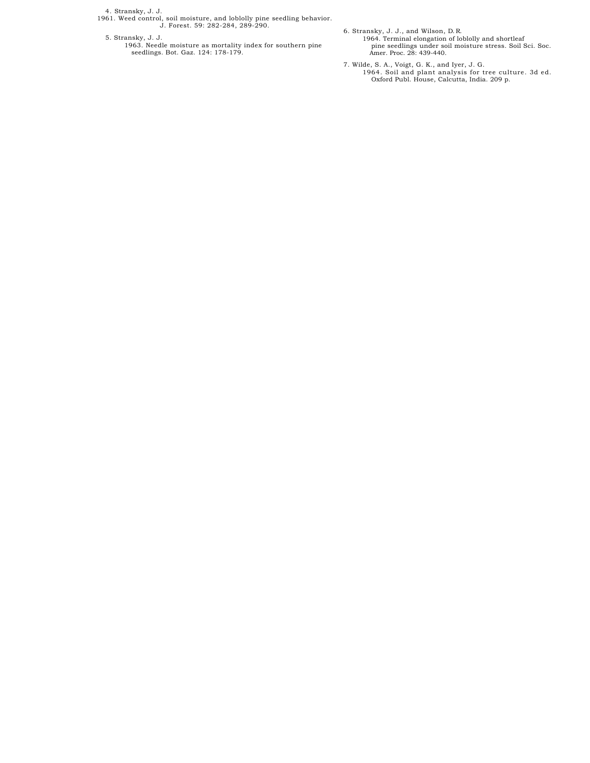4. Stransky, J. J.
1961. Weed control, soil moisture, and loblolly pine seedling behavior. J. Forest. 59: 282-284, 289-290.

5. Stransky, J. J.
1963. Needle moisture as mortality index for southern pine seedlings. Bot. Gaz. 124: 178-179.

6. Stransky, J. J., and Wilson, D. R.
1964. Terminal elongation of loblolly and shortleaf pine seedlings under soil moisture stress. Soil Sci. Soc. Amer. Proc. 28: 439-440.

7. Wilde, S. A., Voigt, G. K., and Iyer, J. G.
1964. Soil and plant analysis for tree culture. 3d ed. Oxford Publ. House, Calcutta, India. 209 p.